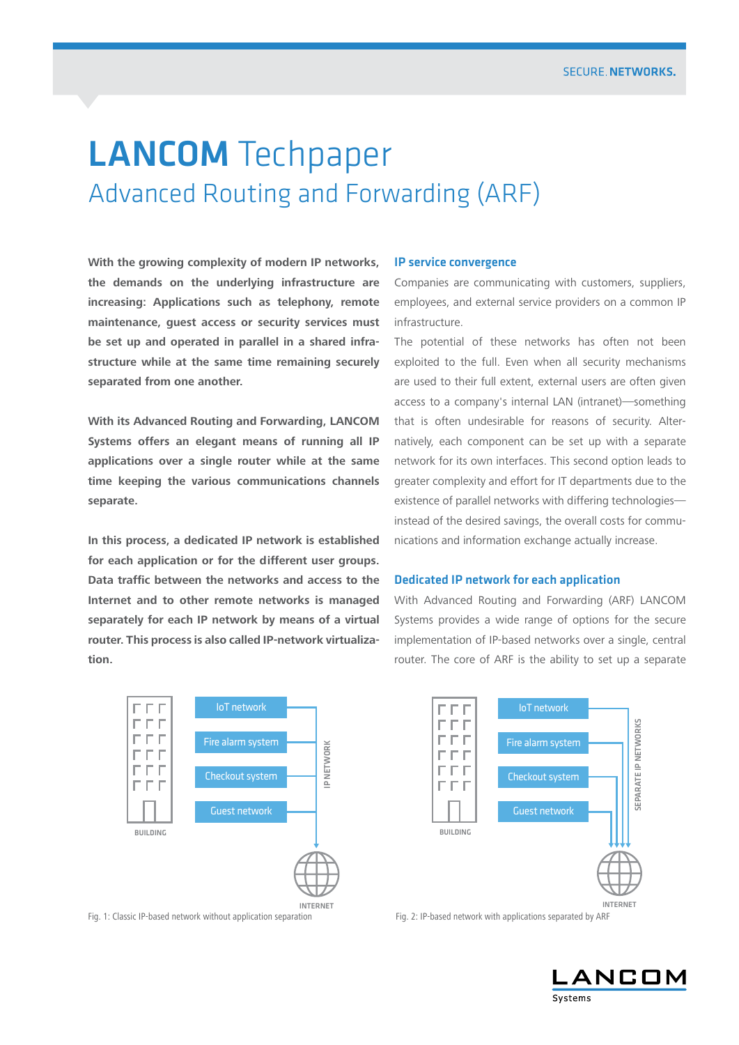# LANCOM Techpaper

## Advanced Routing and Forwarding (ARF)

**With the growing complexity of modern IP networks, the demands on the underlying infrastructure are increasing: Applications such as telephony, remote maintenance, guest access or security services must be set up and operated in parallel in a shared infrastructure while at the same time remaining securely separated from one another.**

**With its Advanced Routing and Forwarding, LANCOM Systems offers an elegant means of running all IP applications over a single router while at the same time keeping the various communications channels separate.**

**In this process, a dedicated IP network is established for each application or for the different user groups. Data traffic between the networks and access to the Internet and to other remote networks is managed separately for each IP network by means of a virtual router. This process is also called IP-network virtualization.**

### IP service convergence

Companies are communicating with customers, suppliers, employees, and external service providers on a common IP infrastructure.

The potential of these networks has often not been exploited to the full. Even when all security mechanisms are used to their full extent, external users are often given access to a company's internal LAN (intranet)—something that is often undesirable for reasons of security. Alternatively, each component can be set up with a separate network for its own interfaces. This second option leads to greater complexity and effort for IT departments due to the existence of parallel networks with differing technologies—instead of the desired savings, the overall costs for communications and information exchange actually increase.

### Dedicated IP network for each application

With Advanced Routing and Forwarding (ARF) LANCOM Systems provides a wide range of options for the secure implementation of IP-based networks over a single, central router. The core of ARF is the ability to set up a separate

Fig. 1: Classic IP-based network without application separation

Fig. 2: IP-based network with applications separated by ARF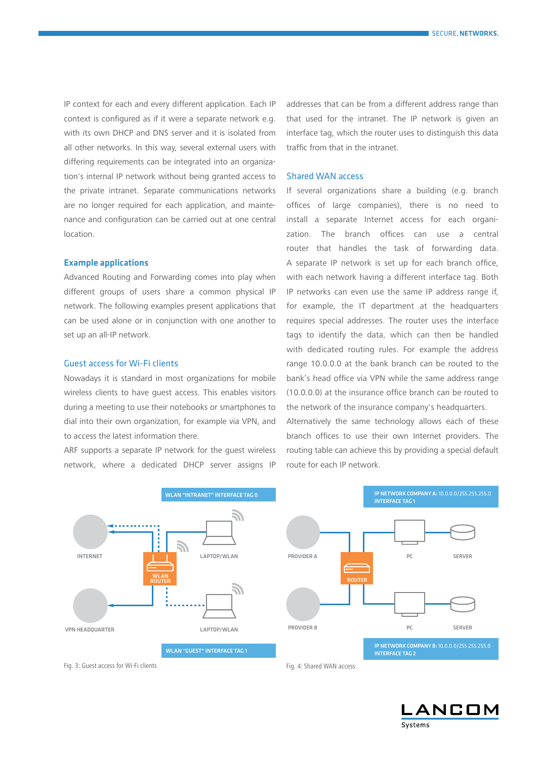IP context for each and every different application. Each IP context is configured as if it were a separate network e.g. with its own DHCP and DNS server and it is isolated from all other networks. In this way, several external users with differing requirements can be integrated into an organization's internal IP network without being granted access to the private intranet. Separate communications networks are no longer required for each application, and maintenance and configuration can be carried out at one central location.

## Example applications

Advanced Routing and Forwarding comes into play when different groups of users share a common physical IP network. The following examples present applications that can be used alone or in conjunction with one another to set up an all-IP network.

### Guest access for Wi-Fi clients

Nowadays it is standard in most organizations for mobile wireless clients to have guest access. This enables visitors during a meeting to use their notebooks or smartphones to dial into their own organization, for example via VPN, and to access the latest information there.

ARF supports a separate IP network for the guest wireless network, where a dedicated DHCP server assigns IP addresses that can be from a different address range than that used for the intranet. The IP network is given an interface tag, which the router uses to distinguish this data traffic from that in the intranet.

### Shared WAN access

If several organizations share a building (e.g. branch offices of large companies), there is no need to install a separate Internet access for each organization. The branch offices can use a central router that handles the task of forwarding data. A separate IP network is set up for each branch office, with each network having a different interface tag. Both IP networks can even use the same IP address range if, for example, the IT department at the headquarters requires special addresses. The router uses the interface tags to identify the data, which can then be handled with dedicated routing rules. For example the address range 10.0.0.0 at the bank branch can be routed to the bank's head office via VPN while the same address range (10.0.0.0) at the insurance office branch can be routed to the network of the insurance company's headquarters. Alternatively the same technology allows each of these branch offices to use their own Internet providers. The routing table can achieve this by providing a special default route for each IP network.

WLAN "INTRANET" INTERFACE TAG 0

INTERNET

WLAN ROUTER

LAPTOP/WLAN

VPN HEADQUARTER

LAPTOP/WLAN

WLAN "GUEST" INTERFACE TAG 1

Fig. 3: Guest access for Wi-Fi clients

IP NETWORK COMPANY A: 10.0.0.0/255.255.255.0
INTERFACE TAG 1

PROVIDER A

ROUTER

PC

SERVER

PROVIDER B

PC

SERVER

IP NETWORK COMPANY B: 10.0.0.0/255.255.255.0
INTERFACE TAG 2

Fig. 4: Shared WAN access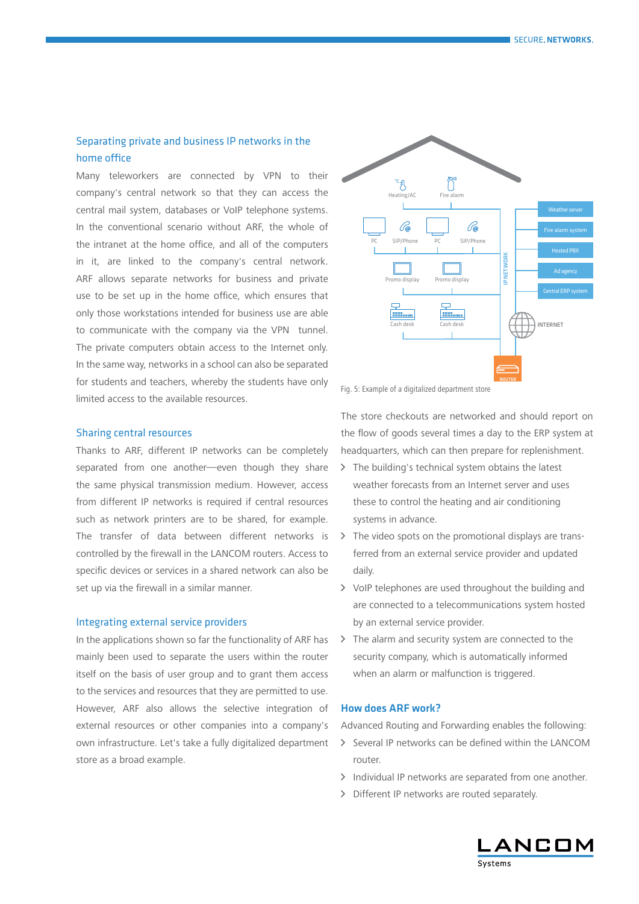## Separating private and business IP networks in the home office

Many teleworkers are connected by VPN to their company's central network so that they can access the central mail system, databases or VoIP telephone systems. In the conventional scenario without ARF, the whole of the intranet at the home office, and all of the computers in it, are linked to the company's central network. ARF allows separate networks for business and private use to be set up in the home office, which ensures that only those workstations intended for business use are able to communicate with the company via the VPN tunnel. The private computers obtain access to the Internet only. In the same way, networks in a school can also be separated for students and teachers, whereby the students have only limited access to the available resources.

## Sharing central resources

Thanks to ARF, different IP networks can be completely separated from one another—even though they share the same physical transmission medium. However, access from different IP networks is required if central resources such as network printers are to be shared, for example. The transfer of data between different networks is controlled by the firewall in the LANCOM routers. Access to specific devices or services in a shared network can also be set up via the firewall in a similar manner.

## Integrating external service providers

In the applications shown so far the functionality of ARF has mainly been used to separate the users within the router itself on the basis of user group and to grant them access to the services and resources that they are permitted to use. However, ARF also allows the selective integration of external resources or other companies into a company's own infrastructure. Let's take a fully digitalized department store as a broad example.

Fig. 5: Example of a digitalized department store

The store checkouts are networked and should report on the flow of goods several times a day to the ERP system at headquarters, which can then prepare for replenishment.

- The building's technical system obtains the latest weather forecasts from an Internet server and uses these to control the heating and air conditioning systems in advance.
- The video spots on the promotional displays are transferred from an external service provider and updated daily.
- VoIP telephones are used throughout the building and are connected to a telecommunications system hosted by an external service provider.
- The alarm and security system are connected to the security company, which is automatically informed when an alarm or malfunction is triggered.

## How does ARF work?

Advanced Routing and Forwarding enables the following:

- Several IP networks can be defined within the LANCOM router.
- Individual IP networks are separated from one another.
- Different IP networks are routed separately.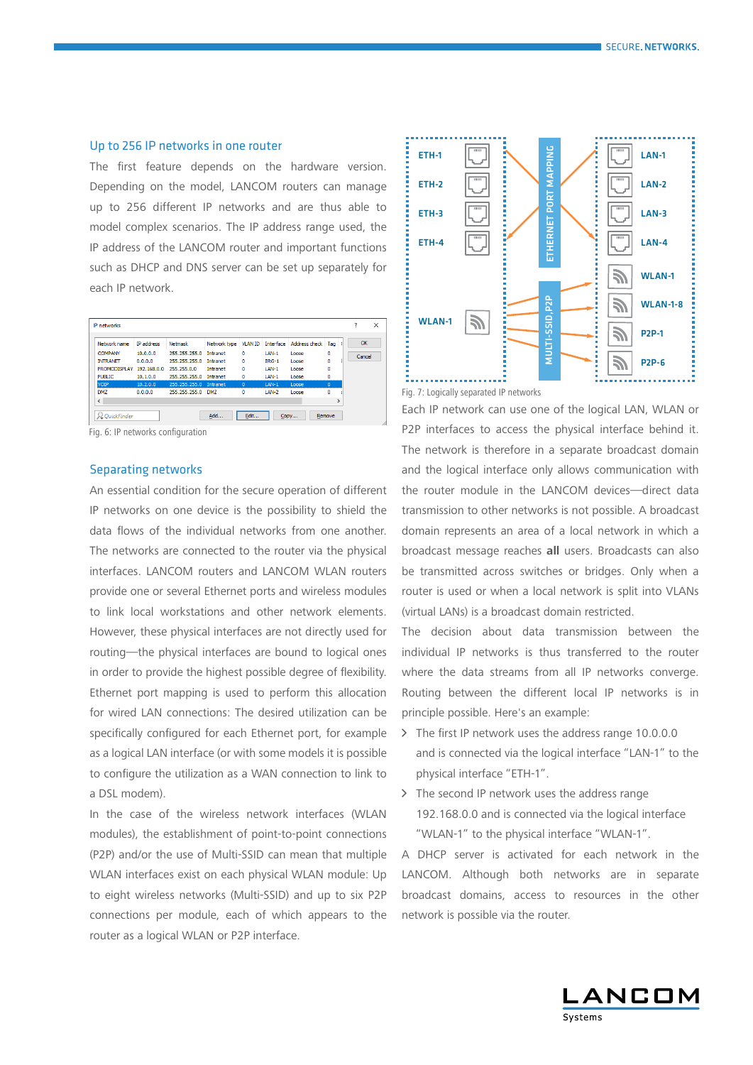## Up to 256 IP networks in one router

The first feature depends on the hardware version. Depending on the model, LANCOM routers can manage up to 256 different IP networks and are thus able to model complex scenarios. The IP address range used, the IP address of the LANCOM router and important functions such as DHCP and DNS server can be set up separately for each IP network.

| Network name | IP address | Netmask | Network type | VLAN ID | Interface | Address check | Tag |
|---|---|---|---|---|---|---|---|
| COMPANY | 10.0.0.0 | 255.255.255.0 | Intranet | 0 | LAN-1 | Loose | 0 |
| INTRANET | 0.0.0.0 | 255.255.255.0 | Intranet | 0 | BRG-1 | Loose | 0 |
| PROMODISPLAY | 192.168.0.0 | 255.255.0.0 | Intranet | 0 | LAN-1 | Loose | 0 |
| PUBLIC | 10.1.0.0 | 255.255.255.0 | Intranet | 0 | LAN-1 | Loose | 0 |
| VOIP | 10.2.0.0 | 255.255.255.0 | Intranet | 0 | LAN-1 | Loose | 0 |
| DMZ | 0.0.0.0 | 255.255.255.0 | DMZ | 0 | LAN-2 | Loose | 0 |

Fig. 6: IP networks configuration

## Separating networks

An essential condition for the secure operation of different IP networks on one device is the possibility to shield the data flows of the individual networks from one another. The networks are connected to the router via the physical interfaces. LANCOM routers and LANCOM WLAN routers provide one or several Ethernet ports and wireless modules to link local workstations and other network elements. However, these physical interfaces are not directly used for routing—the physical interfaces are bound to logical ones in order to provide the highest possible degree of flexibility. Ethernet port mapping is used to perform this allocation for wired LAN connections: The desired utilization can be specifically configured for each Ethernet port, for example as a logical LAN interface (or with some models it is possible to configure the utilization as a WAN connection to link to a DSL modem).

In the case of the wireless network interfaces (WLAN modules), the establishment of point-to-point connections (P2P) and/or the use of Multi-SSID can mean that multiple WLAN interfaces exist on each physical WLAN module: Up to eight wireless networks (Multi-SSID) and up to six P2P connections per module, each of which appears to the router as a logical WLAN or P2P interface.

Fig. 7: Logically separated IP networks

Each IP network can use one of the logical LAN, WLAN or P2P interfaces to access the physical interface behind it. The network is therefore in a separate broadcast domain and the logical interface only allows communication with the router module in the LANCOM devices—direct data transmission to other networks is not possible. A broadcast domain represents an area of a local network in which a broadcast message reaches **all** users. Broadcasts can also be transmitted across switches or bridges. Only when a router is used or when a local network is split into VLANs (virtual LANs) is a broadcast domain restricted.

The decision about data transmission between the individual IP networks is thus transferred to the router where the data streams from all IP networks converge. Routing between the different local IP networks is in principle possible. Here's an example:

- The first IP network uses the address range 10.0.0.0 and is connected via the logical interface "LAN-1" to the physical interface "ETH-1".
- The second IP network uses the address range 192.168.0.0 and is connected via the logical interface "WLAN-1" to the physical interface "WLAN-1".

A DHCP server is activated for each network in the LANCOM. Although both networks are in separate broadcast domains, access to resources in the other network is possible via the router.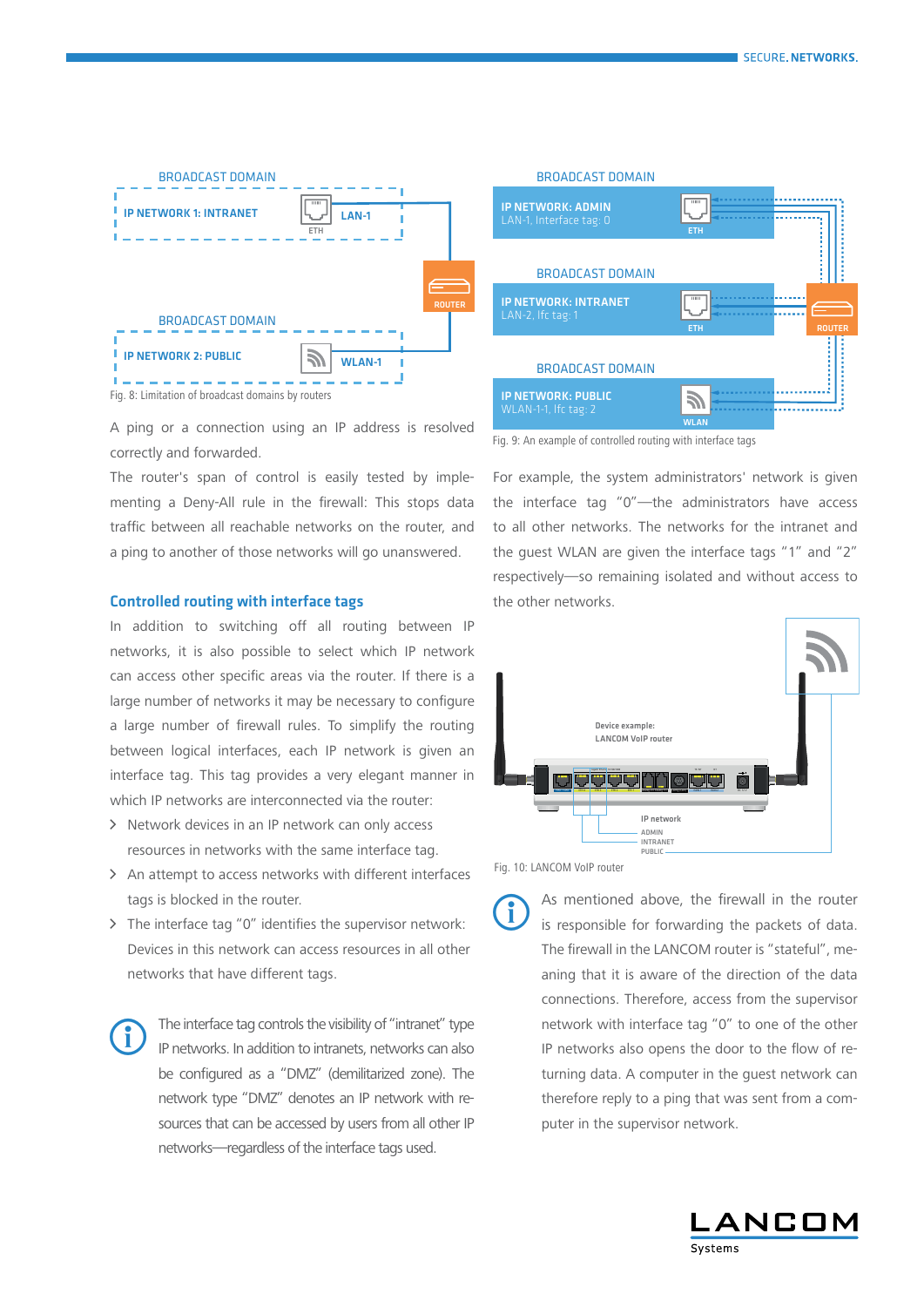BROADCAST DOMAIN

IP NETWORK 1: INTRANET — ETH — LAN-1

ROUTER

BROADCAST DOMAIN

IP NETWORK 2: PUBLIC — WLAN-1

Fig. 8: Limitation of broadcast domains by routers

A ping or a connection using an IP address is resolved correctly and forwarded.

The router's span of control is easily tested by implementing a Deny-All rule in the firewall: This stops data traffic between all reachable networks on the router, and a ping to another of those networks will go unanswered.

## Controlled routing with interface tags

In addition to switching off all routing between IP networks, it is also possible to select which IP network can access other specific areas via the router. If there is a large number of networks it may be necessary to configure a large number of firewall rules. To simplify the routing between logical interfaces, each IP network is given an interface tag. This tag provides a very elegant manner in which IP networks are interconnected via the router:

- Network devices in an IP network can only access resources in networks with the same interface tag.
- An attempt to access networks with different interfaces tags is blocked in the router.
- The interface tag "0" identifies the supervisor network: Devices in this network can access resources in all other networks that have different tags.

The interface tag controls the visibility of "intranet" type IP networks. In addition to intranets, networks can also be configured as a "DMZ" (demilitarized zone). The network type "DMZ" denotes an IP network with resources that can be accessed by users from all other IP networks—regardless of the interface tags used.

BROADCAST DOMAIN

IP NETWORK: ADMIN
LAN-1, Interface tag: 0 — ETH

BROADCAST DOMAIN

IP NETWORK: INTRANET
LAN-2, Ifc tag: 1 — ETH

ROUTER

BROADCAST DOMAIN

IP NETWORK: PUBLIC
WLAN-1-1, Ifc tag: 2 — WLAN

Fig. 9: An example of controlled routing with interface tags

For example, the system administrators' network is given the interface tag "0"—the administrators have access to all other networks. The networks for the intranet and the guest WLAN are given the interface tags "1" and "2" respectively—so remaining isolated and without access to the other networks.

Device example:
LANCOM VoIP router

IP network
ADMIN
INTRANET
PUBLIC

Fig. 10: LANCOM VoIP router

As mentioned above, the firewall in the router is responsible for forwarding the packets of data. The firewall in the LANCOM router is "stateful", meaning that it is aware of the direction of the data connections. Therefore, access from the supervisor network with interface tag "0" to one of the other IP networks also opens the door to the flow of returning data. A computer in the guest network can therefore reply to a ping that was sent from a computer in the supervisor network.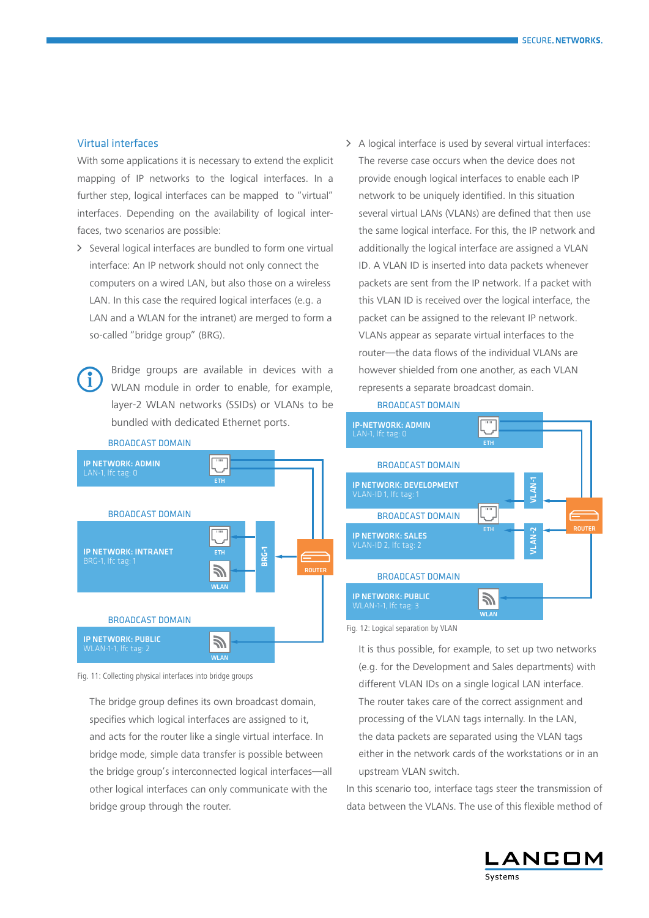## Virtual interfaces

With some applications it is necessary to extend the explicit mapping of IP networks to the logical interfaces. In a further step, logical interfaces can be mapped to "virtual" interfaces. Depending on the availability of logical interfaces, two scenarios are possible:

- Several logical interfaces are bundled to form one virtual interface: An IP network should not only connect the computers on a wired LAN, but also those on a wireless LAN. In this case the required logical interfaces (e.g. a LAN and a WLAN for the intranet) are merged to form a so-called "bridge group" (BRG).

Bridge groups are available in devices with a WLAN module in order to enable, for example, layer-2 WLAN networks (SSIDs) or VLANs to be bundled with dedicated Ethernet ports.

BROADCAST DOMAIN
IP NETWORK: ADMIN
LAN-1, Ifc tag: 0
ETH

BROADCAST DOMAIN
IP NETWORK: INTRANET
BRG-1, Ifc tag: 1
ETH
WLAN
BRG-1
ROUTER

BROADCAST DOMAIN
IP NETWORK: PUBLIC
WLAN-1-1, Ifc tag: 2
WLAN

Fig. 11: Collecting physical interfaces into bridge groups

The bridge group defines its own broadcast domain, specifies which logical interfaces are assigned to it, and acts for the router like a single virtual interface. In bridge mode, simple data transfer is possible between the bridge group's interconnected logical interfaces—all other logical interfaces can only communicate with the bridge group through the router.

- A logical interface is used by several virtual interfaces: The reverse case occurs when the device does not provide enough logical interfaces to enable each IP network to be uniquely identified. In this situation several virtual LANs (VLANs) are defined that then use the same logical interface. For this, the IP network and additionally the logical interface are assigned a VLAN ID. A VLAN ID is inserted into data packets whenever packets are sent from the IP network. If a packet with this VLAN ID is received over the logical interface, the packet can be assigned to the relevant IP network. VLANs appear as separate virtual interfaces to the router—the data flows of the individual VLANs are however shielded from one another, as each VLAN represents a separate broadcast domain.

BROADCAST DOMAIN
IP-NETWORK: ADMIN
LAN-1, Ifc tag: 0
ETH

BROADCAST DOMAIN
IP NETWORK: DEVELOPMENT
VLAN-ID 1, Ifc tag: 1
VLAN-1

BROADCAST DOMAIN
ETH
IP NETWORK: SALES
VLAN-ID 2, Ifc tag: 2
VLAN-2
ROUTER

BROADCAST DOMAIN
IP NETWORK: PUBLIC
WLAN-1-1, Ifc tag: 3
WLAN

Fig. 12: Logical separation by VLAN

It is thus possible, for example, to set up two networks (e.g. for the Development and Sales departments) with different VLAN IDs on a single logical LAN interface. The router takes care of the correct assignment and processing of the VLAN tags internally. In the LAN, the data packets are separated using the VLAN tags either in the network cards of the workstations or in an upstream VLAN switch.

In this scenario too, interface tags steer the transmission of data between the VLANs. The use of this flexible method of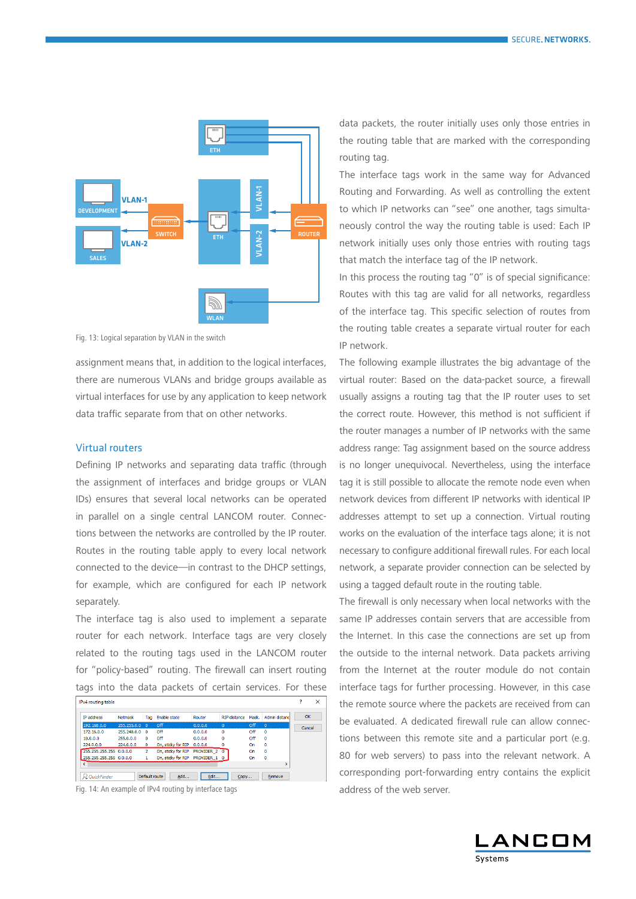Fig. 13: Logical separation by VLAN in the switch

assignment means that, in addition to the logical interfaces, there are numerous VLANs and bridge groups available as virtual interfaces for use by any application to keep network data traffic separate from that on other networks.

## Virtual routers

Defining IP networks and separating data traffic (through the assignment of interfaces and bridge groups or VLAN IDs) ensures that several local networks can be operated in parallel on a single central LANCOM router. Connections between the networks are controlled by the IP router. Routes in the routing table apply to every local network connected to the device—in contrast to the DHCP settings, for example, which are configured for each IP network separately.

The interface tag is also used to implement a separate router for each network. Interface tags are very closely related to the routing tags used in the LANCOM router for "policy-based" routing. The firewall can insert routing tags into the data packets of certain services. For these

Fig. 14: An example of IPv4 routing by interface tags

data packets, the router initially uses only those entries in the routing table that are marked with the corresponding routing tag.

The interface tags work in the same way for Advanced Routing and Forwarding. As well as controlling the extent to which IP networks can "see" one another, tags simultaneously control the way the routing table is used: Each IP network initially uses only those entries with routing tags that match the interface tag of the IP network.

In this process the routing tag "0" is of special significance: Routes with this tag are valid for all networks, regardless of the interface tag. This specific selection of routes from the routing table creates a separate virtual router for each IP network.

The following example illustrates the big advantage of the virtual router: Based on the data-packet source, a firewall usually assigns a routing tag that the IP router uses to set the correct route. However, this method is not sufficient if the router manages a number of IP networks with the same address range: Tag assignment based on the source address is no longer unequivocal. Nevertheless, using the interface tag it is still possible to allocate the remote node even when network devices from different IP networks with identical IP addresses attempt to set up a connection. Virtual routing works on the evaluation of the interface tags alone; it is not necessary to configure additional firewall rules. For each local network, a separate provider connection can be selected by using a tagged default route in the routing table.

The firewall is only necessary when local networks with the same IP addresses contain servers that are accessible from the Internet. In this case the connections are set up from the outside to the internal network. Data packets arriving from the Internet at the router module do not contain interface tags for further processing. However, in this case the remote source where the packets are received from can be evaluated. A dedicated firewall rule can allow connections between this remote site and a particular port (e.g. 80 for web servers) to pass into the relevant network. A corresponding port-forwarding entry contains the explicit address of the web server.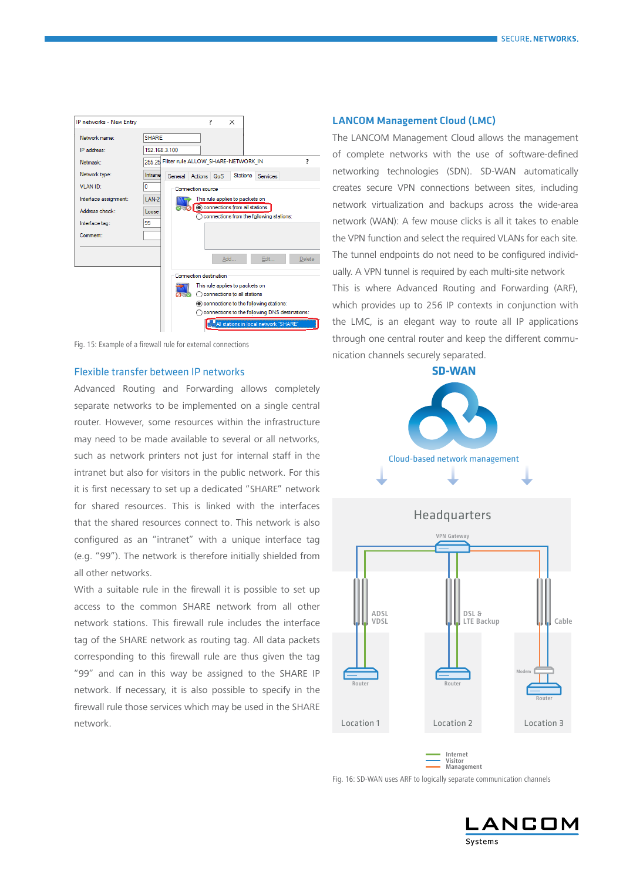Fig. 15: Example of a firewall rule for external connections

## Flexible transfer between IP networks

Advanced Routing and Forwarding allows completely separate networks to be implemented on a single central router. However, some resources within the infrastructure may need to be made available to several or all networks, such as network printers not just for internal staff in the intranet but also for visitors in the public network. For this it is first necessary to set up a dedicated "SHARE" network for shared resources. This is linked with the interfaces that the shared resources connect to. This network is also configured as an "intranet" with a unique interface tag (e.g. "99"). The network is therefore initially shielded from all other networks.

With a suitable rule in the firewall it is possible to set up access to the common SHARE network from all other network stations. This firewall rule includes the interface tag of the SHARE network as routing tag. All data packets corresponding to this firewall rule are thus given the tag "99" and can in this way be assigned to the SHARE IP network. If necessary, it is also possible to specify in the firewall rule those services which may be used in the SHARE network.

## LANCOM Management Cloud (LMC)

The LANCOM Management Cloud allows the management of complete networks with the use of software-defined networking technologies (SDN). SD-WAN automatically creates secure VPN connections between sites, including network virtualization and backups across the wide-area network (WAN): A few mouse clicks is all it takes to enable the VPN function and select the required VLANs for each site. The tunnel endpoints do not need to be configured individually. A VPN tunnel is required by each multi-site network This is where Advanced Routing and Forwarding (ARF), which provides up to 256 IP contexts in conjunction with the LMC, is an elegant way to route all IP applications through one central router and keep the different communication channels securely separated.

Fig. 16: SD-WAN uses ARF to logically separate communication channels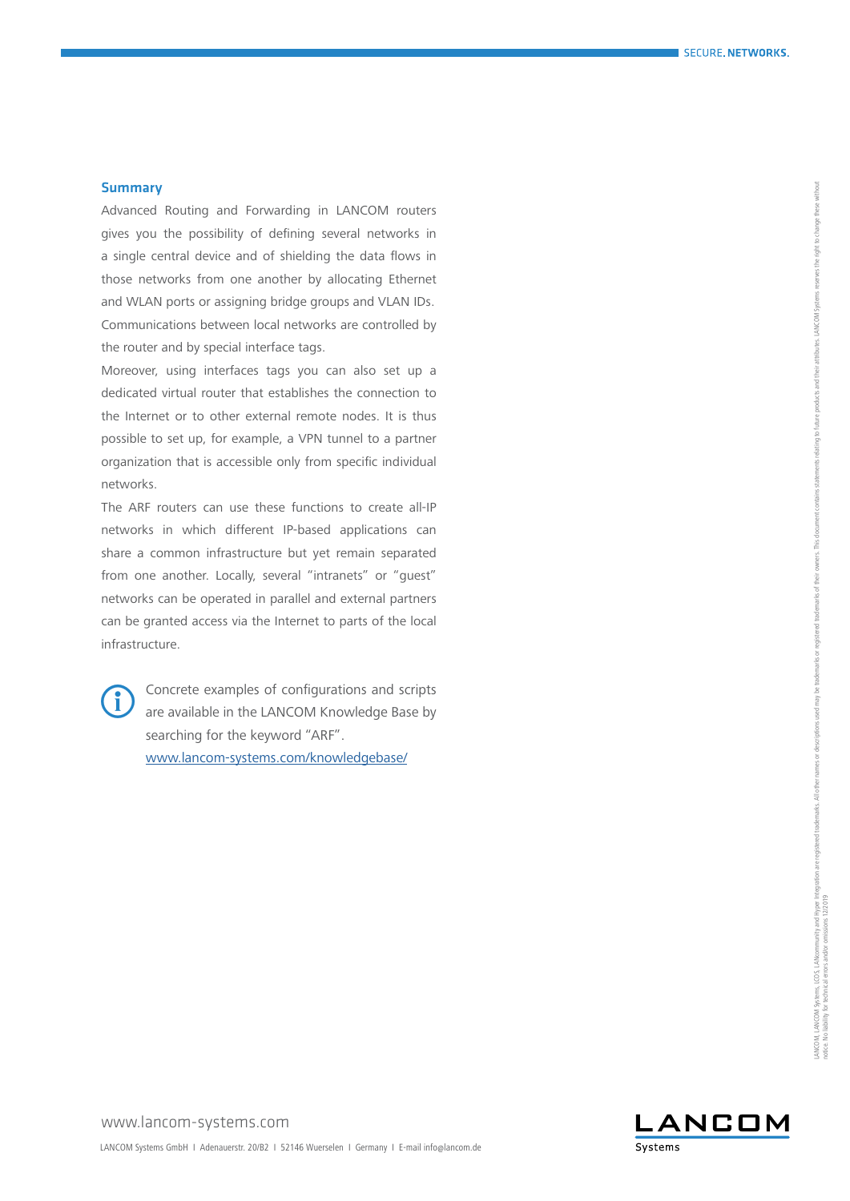## Summary

Advanced Routing and Forwarding in LANCOM routers gives you the possibility of defining several networks in a single central device and of shielding the data flows in those networks from one another by allocating Ethernet and WLAN ports or assigning bridge groups and VLAN IDs. Communications between local networks are controlled by the router and by special interface tags.

Moreover, using interfaces tags you can also set up a dedicated virtual router that establishes the connection to the Internet or to other external remote nodes. It is thus possible to set up, for example, a VPN tunnel to a partner organization that is accessible only from specific individual networks.

The ARF routers can use these functions to create all-IP networks in which different IP-based applications can share a common infrastructure but yet remain separated from one another. Locally, several "intranets" or "guest" networks can be operated in parallel and external partners can be granted access via the Internet to parts of the local infrastructure.

Concrete examples of configurations and scripts are available in the LANCOM Knowledge Base by searching for the keyword "ARF". [www.lancom-systems.com/knowledgebase/](www.lancom-systems.com/knowledgebase/)

LANCOM, LANCOM Systems, LCOS, LANcommunity and Hyper Integration are registered trademarks. All other names or descriptions used may be trademarks or registered trademarks of their owners. This document contains statements relating to future products and their attributes. LANCOM Systems reserves the right to change these without notice. No liability for technical errors and/or omissions 12/2019

www.lancom-systems.com

LANCOM Systems GmbH I Adenauerstr. 20/B2 I 52146 Wuerselen I Germany I E-mail info@lancom.de